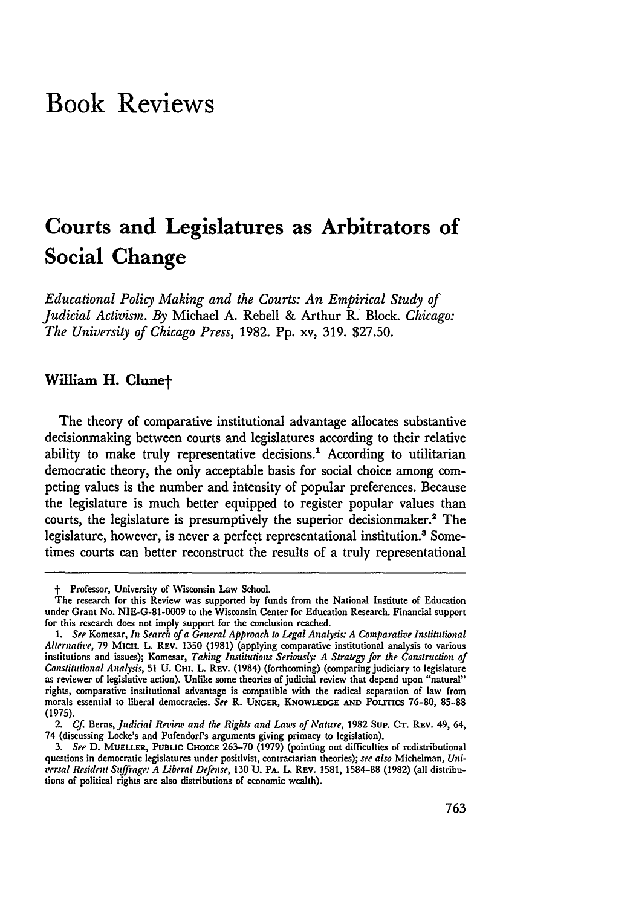# Book Reviews

## Courts and Legislatures as Arbitrators of Social Change

*Educational Policy Making and the Courts: An Empirical Study of Judicial Activism.* By Michael A. Rebell & Arthur R. Block. *Chicago: The University of Chicago Press,* 1982. Pp. xv, 319. $27.50.

### William H. Clune†

The theory of comparative institutional advantage allocates substantive decisionmaking between courts and legislatures according to their relative ability to make truly representative decisions.[1] According to utilitarian democratic theory, the only acceptable basis for social choice among competing values is the number and intensity of popular preferences. Because the legislature is much better equipped to register popular values than courts, the legislature is presumptively the superior decisionmaker.[2] The legislature, however, is never a perfect representational institution.[3] Sometimes courts can better reconstruct the results of a truly representational

---

† Professor, University of Wisconsin Law School.

The research for this Review was supported by funds from the National Institute of Education under Grant No. NIE-G-81-0009 to the Wisconsin Center for Education Research. Financial support for this research does not imply support for the conclusion reached.

1. *See* Komesar, *In Search of a General Approach to Legal Analysis: A Comparative Institutional Alternative*, 79 MICH. L. REV. 1350 (1981) (applying comparative institutional analysis to various institutions and issues); Komesar, *Taking Institutions Seriously: A Strategy for the Construction of Constitutional Analysis*, 51 U. CHI. L. REV. (1984) (forthcoming) (comparing judiciary to legislature as reviewer of legislative action). Unlike some theories of judicial review that depend upon "natural" rights, comparative institutional advantage is compatible with the radical separation of law from morals essential to liberal democracies. *See* R. UNGER, KNOWLEDGE AND POLITICS 76-80, 85-88 (1975).

2. *Cf.* Berns, *Judicial Review and the Rights and Laws of Nature*, 1982 SUP. CT. REV. 49, 64, 74 (discussing Locke's and Pufendorf's arguments giving primacy to legislation).

3. *See* D. MUELLER, PUBLIC CHOICE 263-70 (1979) (pointing out difficulties of redistributional questions in democratic legislatures under positivist, contractarian theories); *see also* Michelman, *Universal Resident Suffrage: A Liberal Defense*, 130 U. PA. L. REV. 1581, 1584-88 (1982) (all distributions of political rights are also distributions of economic wealth).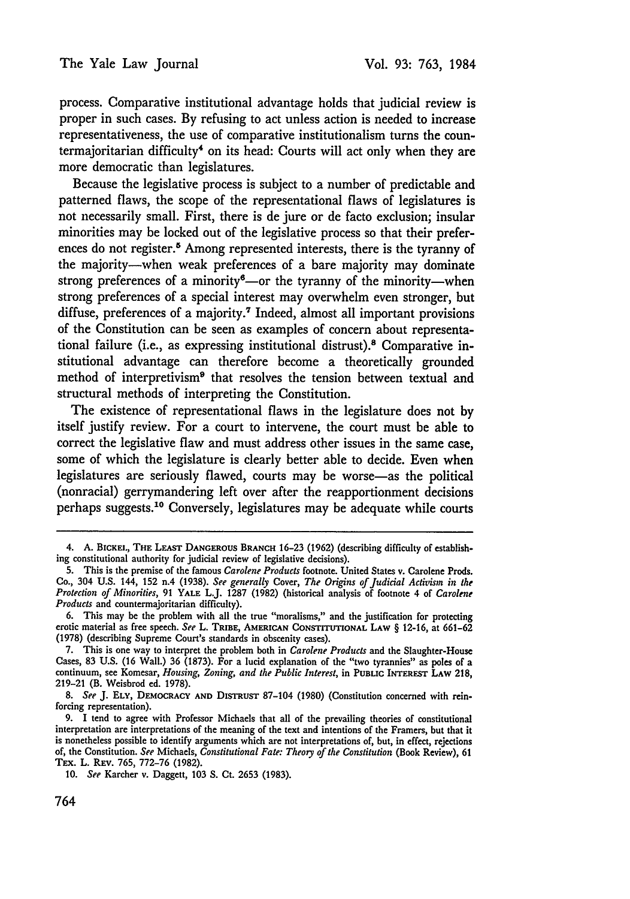process. Comparative institutional advantage holds that judicial review is proper in such cases. By refusing to act unless action is needed to increase representativeness, the use of comparative institutionalism turns the countermajoritarian difficulty[4] on its head: Courts will act only when they are more democratic than legislatures.

Because the legislative process is subject to a number of predictable and patterned flaws, the scope of the representational flaws of legislatures is not necessarily small. First, there is de jure or de facto exclusion; insular minorities may be locked out of the legislative process so that their preferences do not register.[5] Among represented interests, there is the tyranny of the majority—when weak preferences of a bare majority may dominate strong preferences of a minority[6]—or the tyranny of the minority—when strong preferences of a special interest may overwhelm even stronger, but diffuse, preferences of a majority.[7] Indeed, almost all important provisions of the Constitution can be seen as examples of concern about representational failure (i.e., as expressing institutional distrust).[8] Comparative institutional advantage can therefore become a theoretically grounded method of interpretivism[9] that resolves the tension between textual and structural methods of interpreting the Constitution.

The existence of representational flaws in the legislature does not by itself justify review. For a court to intervene, the court must be able to correct the legislative flaw and must address other issues in the same case, some of which the legislature is clearly better able to decide. Even when legislatures are seriously flawed, courts may be worse—as the political (nonracial) gerrymandering left over after the reapportionment decisions perhaps suggests.[10] Conversely, legislatures may be adequate while courts

---

4. A. BICKEL, THE LEAST DANGEROUS BRANCH 16-23 (1962) (describing difficulty of establishing constitutional authority for judicial review of legislative decisions).

5. This is the premise of the famous *Carolene Products* footnote. United States v. Carolene Prods. Co., 304 U.S. 144, 152 n.4 (1938). *See generally* Cover, *The Origins of Judicial Activism in the Protection of Minorities*, 91 YALE L.J. 1287 (1982) (historical analysis of footnote 4 of *Carolene Products* and countermajoritarian difficulty).

6. This may be the problem with all the true "moralisms," and the justification for protecting erotic material as free speech. *See* L. TRIBE, AMERICAN CONSTITUTIONAL LAW § 12-16, at 661-62 (1978) (describing Supreme Court's standards in obscenity cases).

7. This is one way to interpret the problem both in *Carolene Products* and the Slaughter-House Cases, 83 U.S. (16 Wall.) 36 (1873). For a lucid explanation of the "two tyrannies" as poles of a continuum, see Komesar, *Housing, Zoning, and the Public Interest*, in PUBLIC INTEREST LAW 218, 219-21 (B. Weisbrod ed. 1978).

8. *See* J. ELY, DEMOCRACY AND DISTRUST 87-104 (1980) (Constitution concerned with reinforcing representation).

9. I tend to agree with Professor Michaels that all of the prevailing theories of constitutional interpretation are interpretations of the meaning of the text and intentions of the Framers, but that it is nonetheless possible to identify arguments which are not interpretations of, but, in effect, rejections of, the Constitution. *See* Michaels, *Constitutional Fate: Theory of the Constitution* (Book Review), 61 TEX. L. REV. 765, 772-76 (1982).

10. *See* Karcher v. Daggett, 103 S. Ct. 2653 (1983).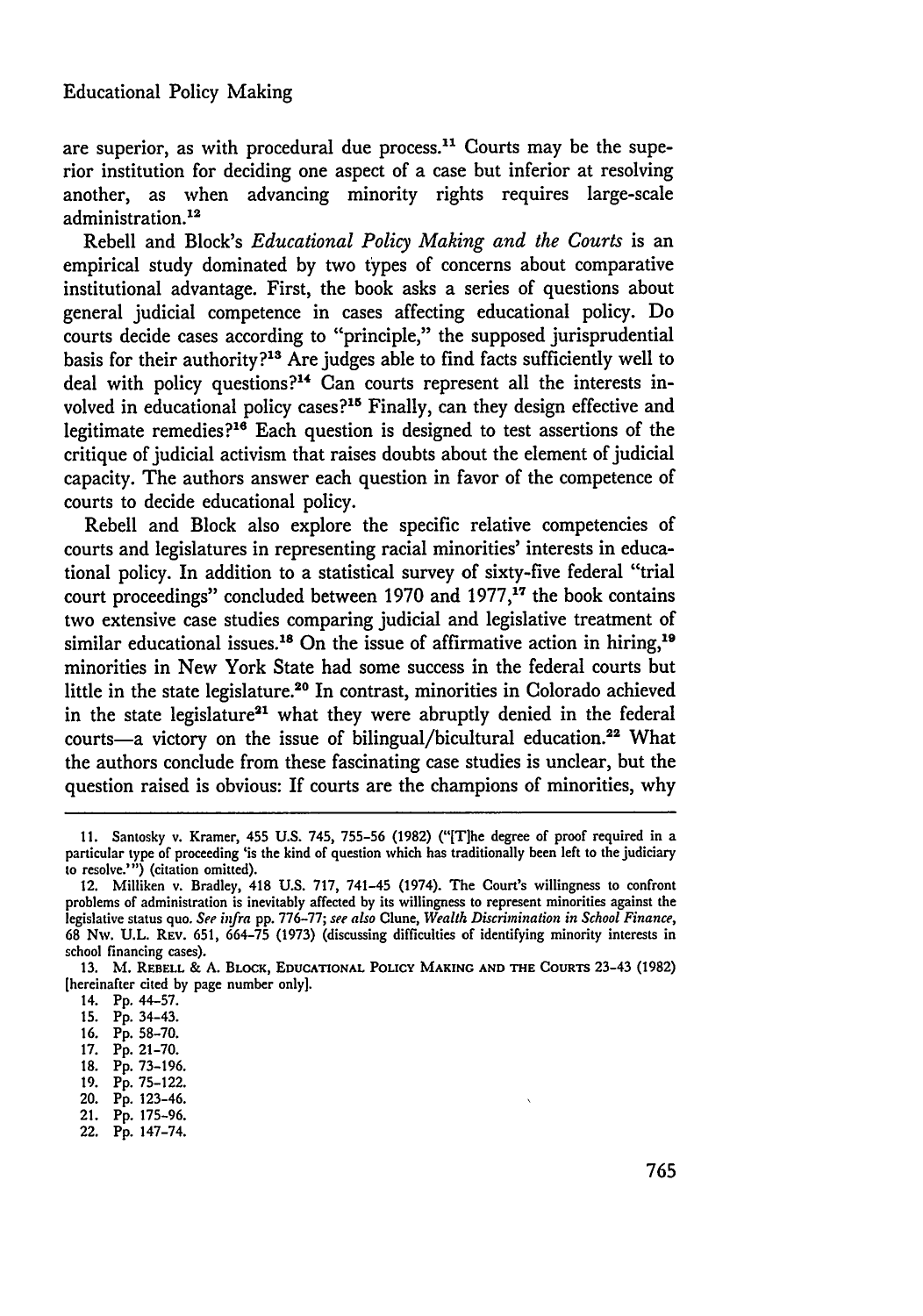are superior, as with procedural due process.[11] Courts may be the superior institution for deciding one aspect of a case but inferior at resolving another, as when advancing minority rights requires large-scale administration.[12]

Rebell and Block's *Educational Policy Making and the Courts* is an empirical study dominated by two types of concerns about comparative institutional advantage. First, the book asks a series of questions about general judicial competence in cases affecting educational policy. Do courts decide cases according to "principle," the supposed jurisprudential basis for their authority?[13] Are judges able to find facts sufficiently well to deal with policy questions?[14] Can courts represent all the interests involved in educational policy cases?[15] Finally, can they design effective and legitimate remedies?[16] Each question is designed to test assertions of the critique of judicial activism that raises doubts about the element of judicial capacity. The authors answer each question in favor of the competence of courts to decide educational policy.

Rebell and Block also explore the specific relative competencies of courts and legislatures in representing racial minorities' interests in educational policy. In addition to a statistical survey of sixty-five federal "trial court proceedings" concluded between 1970 and 1977,[17] the book contains two extensive case studies comparing judicial and legislative treatment of similar educational issues.[18] On the issue of affirmative action in hiring,[19] minorities in New York State had some success in the federal courts but little in the state legislature.[20] In contrast, minorities in Colorado achieved in the state legislature[21] what they were abruptly denied in the federal courts—a victory on the issue of bilingual/bicultural education.[22] What the authors conclude from these fascinating case studies is unclear, but the question raised is obvious: If courts are the champions of minorities, why

---

11. Santosky v. Kramer, 455 U.S. 745, 755-56 (1982) ("[T]he degree of proof required in a particular type of proceeding 'is the kind of question which has traditionally been left to the judiciary to resolve.'") (citation omitted).

12. Milliken v. Bradley, 418 U.S. 717, 741-45 (1974). The Court's willingness to confront problems of administration is inevitably affected by its willingness to represent minorities against the legislative status quo. *See infra* pp. 776-77; *see also* Clune, *Wealth Discrimination in School Finance*, 68 Nw. U.L. Rev. 651, 664-75 (1973) (discussing difficulties of identifying minority interests in school financing cases).

13. M. Rebell & A. Block, Educational Policy Making and the Courts 23-43 (1982) [hereinafter cited by page number only].

14. Pp. 44-57.

15. Pp. 34-43.

16. Pp. 58-70.

17. Pp. 21-70.

18. Pp. 73-196.

19. Pp. 75-122.

20. Pp. 123-46.

21. Pp. 175-96.

22. Pp. 147-74.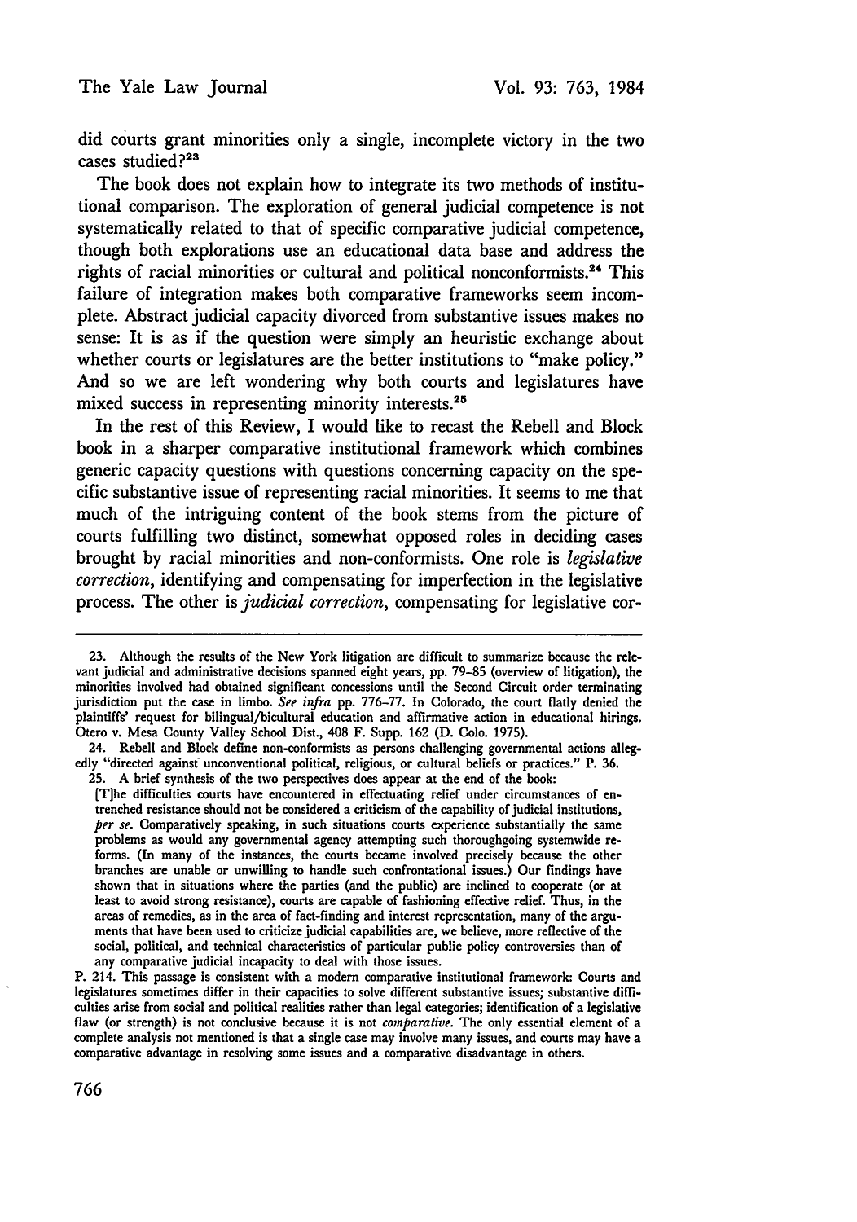did courts grant minorities only a single, incomplete victory in the two cases studied?[23]

The book does not explain how to integrate its two methods of institutional comparison. The exploration of general judicial competence is not systematically related to that of specific comparative judicial competence, though both explorations use an educational data base and address the rights of racial minorities or cultural and political nonconformists.[24] This failure of integration makes both comparative frameworks seem incomplete. Abstract judicial capacity divorced from substantive issues makes no sense: It is as if the question were simply an heuristic exchange about whether courts or legislatures are the better institutions to "make policy." And so we are left wondering why both courts and legislatures have mixed success in representing minority interests.[25]

In the rest of this Review, I would like to recast the Rebell and Block book in a sharper comparative institutional framework which combines generic capacity questions with questions concerning capacity on the specific substantive issue of representing racial minorities. It seems to me that much of the intriguing content of the book stems from the picture of courts fulfilling two distinct, somewhat opposed roles in deciding cases brought by racial minorities and non-conformists. One role is *legislative correction*, identifying and compensating for imperfection in the legislative process. The other is *judicial correction*, compensating for legislative cor-

---

23. Although the results of the New York litigation are difficult to summarize because the relevant judicial and administrative decisions spanned eight years, pp. 79–85 (overview of litigation), the minorities involved had obtained significant concessions until the Second Circuit order terminating jurisdiction put the case in limbo. *See infra* pp. 776–77. In Colorado, the court flatly denied the plaintiffs' request for bilingual/bicultural education and affirmative action in educational hirings. Otero v. Mesa County Valley School Dist., 408 F. Supp. 162 (D. Colo. 1975).

24. Rebell and Block define non-conformists as persons challenging governmental actions allegedly "directed against unconventional political, religious, or cultural beliefs or practices." P. 36.

25. A brief synthesis of the two perspectives does appear at the end of the book:

> [T]he difficulties courts have encountered in effectuating relief under circumstances of entrenched resistance should not be considered a criticism of the capability of judicial institutions, *per se*. Comparatively speaking, in such situations courts experience substantially the same problems as would any governmental agency attempting such thoroughgoing systemwide reforms. (In many of the instances, the courts became involved precisely because the other branches are unable or unwilling to handle such confrontational issues.) Our findings have shown that in situations where the parties (and the public) are inclined to cooperate (or at least to avoid strong resistance), courts are capable of fashioning effective relief. Thus, in the areas of remedies, as in the area of fact-finding and interest representation, many of the arguments that have been used to criticize judicial capabilities are, we believe, more reflective of the social, political, and technical characteristics of particular public policy controversies than of any comparative judicial incapacity to deal with those issues.

P. 214. This passage is consistent with a modern comparative institutional framework: Courts and legislatures sometimes differ in their capacities to solve different substantive issues; substantive difficulties arise from social and political realities rather than legal categories; identification of a legislative flaw (or strength) is not conclusive because it is not *comparative*. The only essential element of a complete analysis not mentioned is that a single case may involve many issues, and courts may have a comparative advantage in resolving some issues and a comparative disadvantage in others.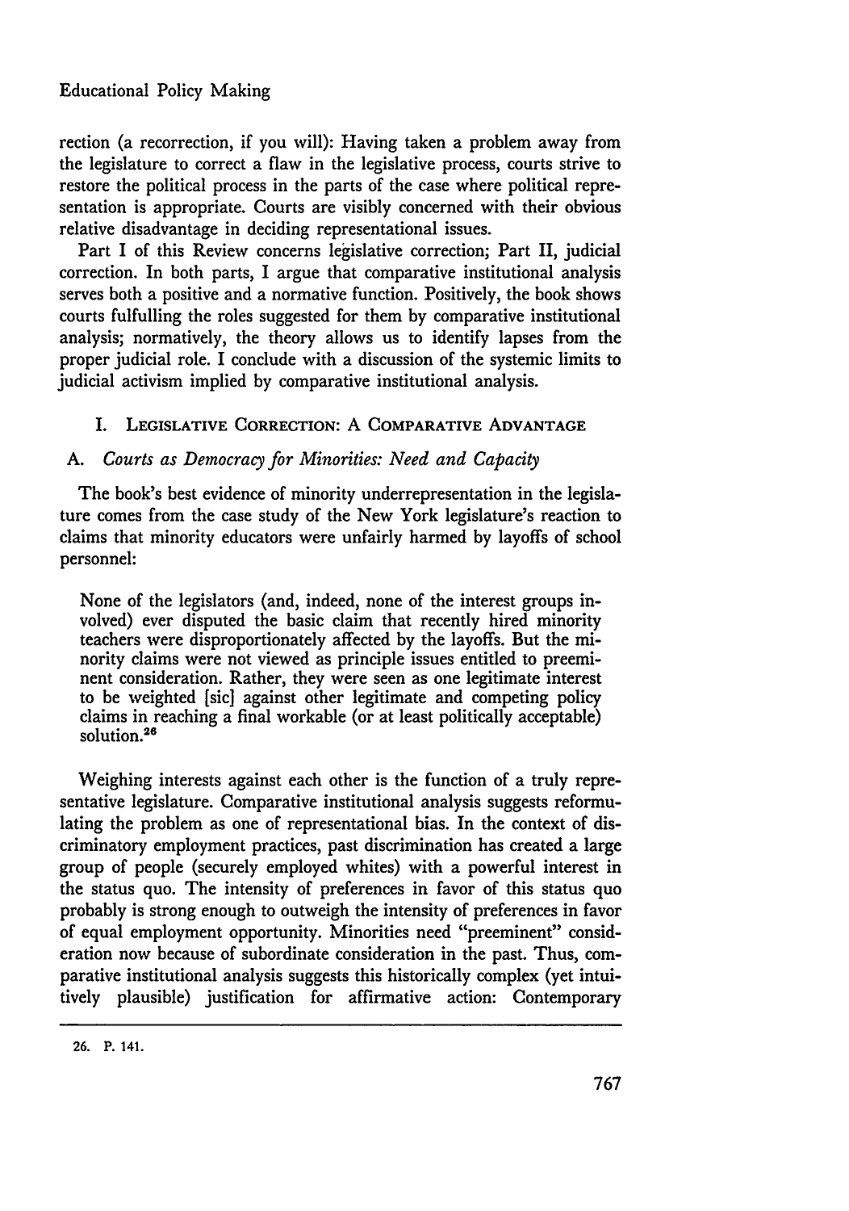rection (a recorrection, if you will): Having taken a problem away from the legislature to correct a flaw in the legislative process, courts strive to restore the political process in the parts of the case where political representation is appropriate. Courts are visibly concerned with their obvious relative disadvantage in deciding representational issues.

Part I of this Review concerns legislative correction; Part II, judicial correction. In both parts, I argue that comparative institutional analysis serves both a positive and a normative function. Positively, the book shows courts fulfilling the roles suggested for them by comparative institutional analysis; normatively, the theory allows us to identify lapses from the proper judicial role. I conclude with a discussion of the systemic limits to judicial activism implied by comparative institutional analysis.

## I. Legislative Correction: A Comparative Advantage

### A. *Courts as Democracy for Minorities: Need and Capacity*

The book's best evidence of minority underrepresentation in the legislature comes from the case study of the New York legislature's reaction to claims that minority educators were unfairly harmed by layoffs of school personnel:

> None of the legislators (and, indeed, none of the interest groups involved) ever disputed the basic claim that recently hired minority teachers were disproportionately affected by the layoffs. But the minority claims were not viewed as principle issues entitled to preeminent consideration. Rather, they were seen as one legitimate interest to be weighted [sic] against other legitimate and competing policy claims in reaching a final workable (or at least politically acceptable) solution.[26]

Weighing interests against each other is the function of a truly representative legislature. Comparative institutional analysis suggests reformulating the problem as one of representational bias. In the context of discriminatory employment practices, past discrimination has created a large group of people (securely employed whites) with a powerful interest in the status quo. The intensity of preferences in favor of this status quo probably is strong enough to outweigh the intensity of preferences in favor of equal employment opportunity. Minorities need "preeminent" consideration now because of subordinate consideration in the past. Thus, comparative institutional analysis suggests this historically complex (yet intuitively plausible) justification for affirmative action: Contemporary

---

26. P. 141.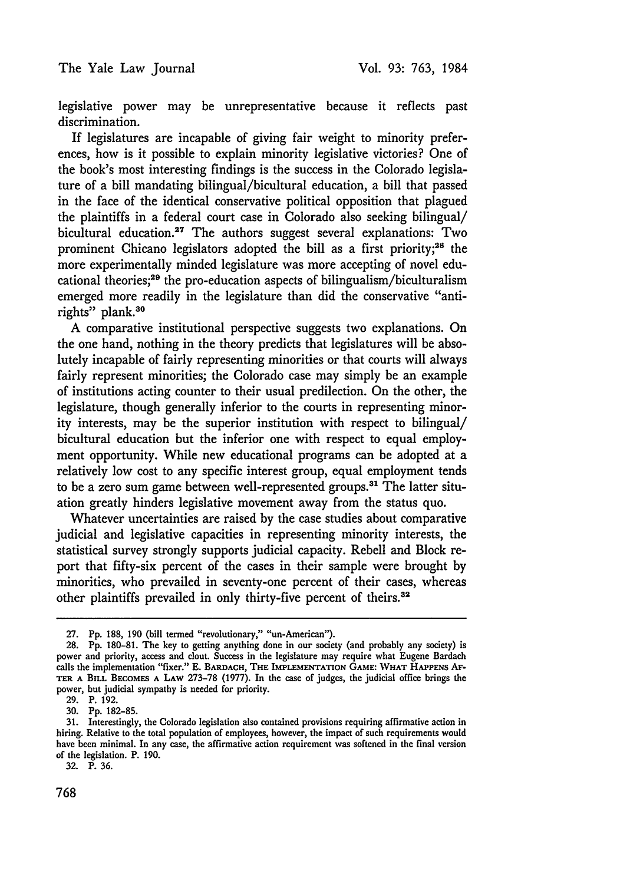legislative power may be unrepresentative because it reflects past discrimination.

If legislatures are incapable of giving fair weight to minority preferences, how is it possible to explain minority legislative victories? One of the book's most interesting findings is the success in the Colorado legislature of a bill mandating bilingual/bicultural education, a bill that passed in the face of the identical conservative political opposition that plagued the plaintiffs in a federal court case in Colorado also seeking bilingual/bicultural education.[27] The authors suggest several explanations: Two prominent Chicano legislators adopted the bill as a first priority;[28] the more experimentally minded legislature was more accepting of novel educational theories;[29] the pro-education aspects of bilingualism/biculturalism emerged more readily in the legislature than did the conservative "anti-rights" plank.[30]

A comparative institutional perspective suggests two explanations. On the one hand, nothing in the theory predicts that legislatures will be absolutely incapable of fairly representing minorities or that courts will always fairly represent minorities; the Colorado case may simply be an example of institutions acting counter to their usual predilection. On the other, the legislature, though generally inferior to the courts in representing minority interests, may be the superior institution with respect to bilingual/bicultural education but the inferior one with respect to equal employment opportunity. While new educational programs can be adopted at a relatively low cost to any specific interest group, equal employment tends to be a zero sum game between well-represented groups.[31] The latter situation greatly hinders legislative movement away from the status quo.

Whatever uncertainties are raised by the case studies about comparative judicial and legislative capacities in representing minority interests, the statistical survey strongly supports judicial capacity. Rebell and Block report that fifty-six percent of the cases in their sample were brought by minorities, who prevailed in seventy-one percent of their cases, whereas other plaintiffs prevailed in only thirty-five percent of theirs.[32]

---

27. Pp. 188, 190 (bill termed "revolutionary," "un-American").

28. Pp. 180-81. The key to getting anything done in our society (and probably any society) is power and priority, access and clout. Success in the legislature may require what Eugene Bardach calls the implementation "fixer." E. BARDACH, THE IMPLEMENTATION GAME: WHAT HAPPENS AFTER A BILL BECOMES A LAW 273-78 (1977). In the case of judges, the judicial office brings the power, but judicial sympathy is needed for priority.

29. P. 192.

30. Pp. 182-85.

31. Interestingly, the Colorado legislation also contained provisions requiring affirmative action in hiring. Relative to the total population of employees, however, the impact of such requirements would have been minimal. In any case, the affirmative action requirement was softened in the final version of the legislation. P. 190.

32. P. 36.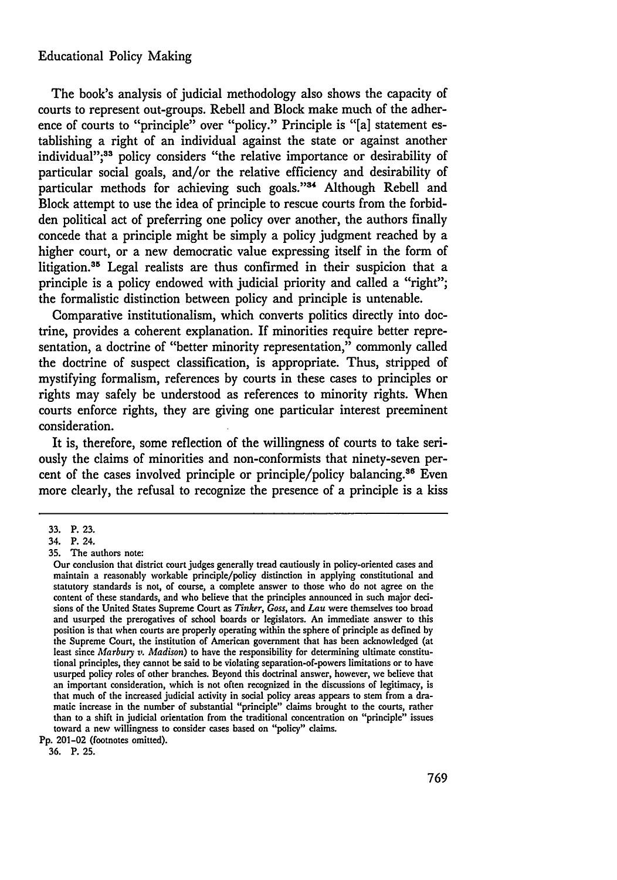The book's analysis of judicial methodology also shows the capacity of courts to represent out-groups. Rebell and Block make much of the adherence of courts to "principle" over "policy." Principle is "[a] statement establishing a right of an individual against the state or against another individual";[33] policy considers "the relative importance or desirability of particular social goals, and/or the relative efficiency and desirability of particular methods for achieving such goals."[34] Although Rebell and Block attempt to use the idea of principle to rescue courts from the forbidden political act of preferring one policy over another, the authors finally concede that a principle might be simply a policy judgment reached by a higher court, or a new democratic value expressing itself in the form of litigation.[35] Legal realists are thus confirmed in their suspicion that a principle is a policy endowed with judicial priority and called a "right"; the formalistic distinction between policy and principle is untenable.

Comparative institutionalism, which converts politics directly into doctrine, provides a coherent explanation. If minorities require better representation, a doctrine of "better minority representation," commonly called the doctrine of suspect classification, is appropriate. Thus, stripped of mystifying formalism, references by courts in these cases to principles or rights may safely be understood as references to minority rights. When courts enforce rights, they are giving one particular interest preeminent consideration.

It is, therefore, some reflection of the willingness of courts to take seriously the claims of minorities and non-conformists that ninety-seven percent of the cases involved principle or principle/policy balancing.[36] Even more clearly, the refusal to recognize the presence of a principle is a kiss

---

33. P. 23.

34. P. 24.

35. The authors note:

Our conclusion that district court judges generally tread cautiously in policy-oriented cases and maintain a reasonably workable principle/policy distinction in applying constitutional and statutory standards is not, of course, a complete answer to those who do not agree on the content of these standards, and who believe that the principles announced in such major decisions of the United States Supreme Court as *Tinker*, *Goss*, and *Lau* were themselves too broad and usurped the prerogatives of school boards or legislators. An immediate answer to this position is that when courts are properly operating within the sphere of principle as defined by the Supreme Court, the institution of American government that has been acknowledged (at least since *Marbury v. Madison*) to have the responsibility for determining ultimate constitutional principles, they cannot be said to be violating separation-of-powers limitations or to have usurped policy roles of other branches. Beyond this doctrinal answer, however, we believe that an important consideration, which is not often recognized in the discussions of legitimacy, is that much of the increased judicial activity in social policy areas appears to stem from a dramatic increase in the number of substantial "principle" claims brought to the courts, rather than to a shift in judicial orientation from the traditional concentration on "principle" issues toward a new willingness to consider cases based on "policy" claims.

Pp. 201-02 (footnotes omitted).

36. P. 25.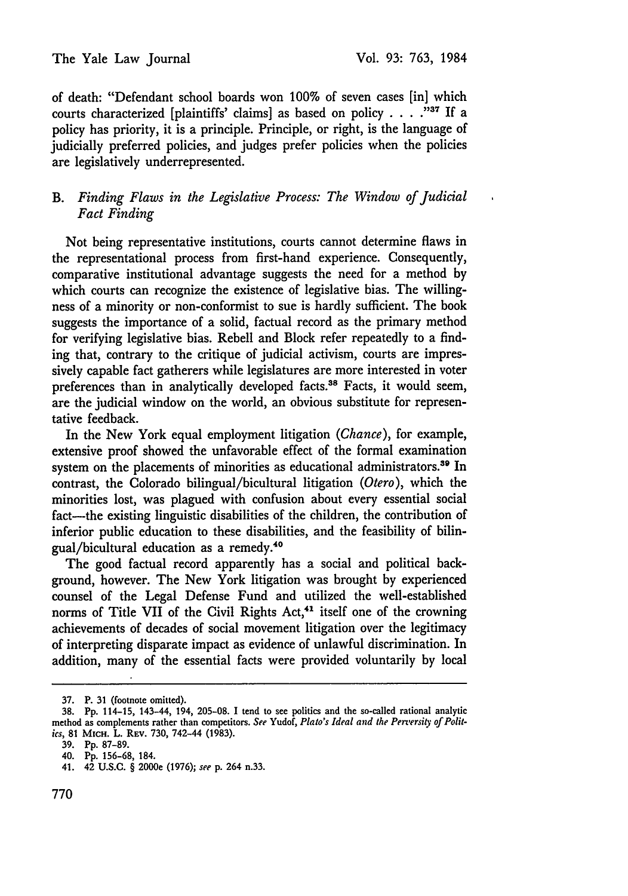of death: "Defendant school boards won 100% of seven cases [in] which courts characterized [plaintiffs' claims] as based on policy . . . ."[37] If a policy has priority, it is a principle. Principle, or right, is the language of judicially preferred policies, and judges prefer policies when the policies are legislatively underrepresented.

## B. *Finding Flaws in the Legislative Process: The Window of Judicial Fact Finding*

Not being representative institutions, courts cannot determine flaws in the representational process from first-hand experience. Consequently, comparative institutional advantage suggests the need for a method by which courts can recognize the existence of legislative bias. The willingness of a minority or non-conformist to sue is hardly sufficient. The book suggests the importance of a solid, factual record as the primary method for verifying legislative bias. Rebell and Block refer repeatedly to a finding that, contrary to the critique of judicial activism, courts are impressively capable fact gatherers while legislatures are more interested in voter preferences than in analytically developed facts.[38] Facts, it would seem, are the judicial window on the world, an obvious substitute for representative feedback.

In the New York equal employment litigation (*Chance*), for example, extensive proof showed the unfavorable effect of the formal examination system on the placements of minorities as educational administrators.[39] In contrast, the Colorado bilingual/bicultural litigation (*Otero*), which the minorities lost, was plagued with confusion about every essential social fact—the existing linguistic disabilities of the children, the contribution of inferior public education to these disabilities, and the feasibility of bilingual/bicultural education as a remedy.[40]

The good factual record apparently has a social and political background, however. The New York litigation was brought by experienced counsel of the Legal Defense Fund and utilized the well-established norms of Title VII of the Civil Rights Act,[41] itself one of the crowning achievements of decades of social movement litigation over the legitimacy of interpreting disparate impact as evidence of unlawful discrimination. In addition, many of the essential facts were provided voluntarily by local

---

37. P. 31 (footnote omitted).

38. Pp. 114-15, 143-44, 194, 205-08. I tend to see politics and the so-called rational analytic method as complements rather than competitors. *See* Yudof, *Plato's Ideal and the Perversity of Politics*, 81 MICH. L. REV. 730, 742-44 (1983).

39. Pp. 87-89.

40. Pp. 156-68, 184.

41. 42 U.S.C. § 2000e (1976); *see* p. 264 n.33.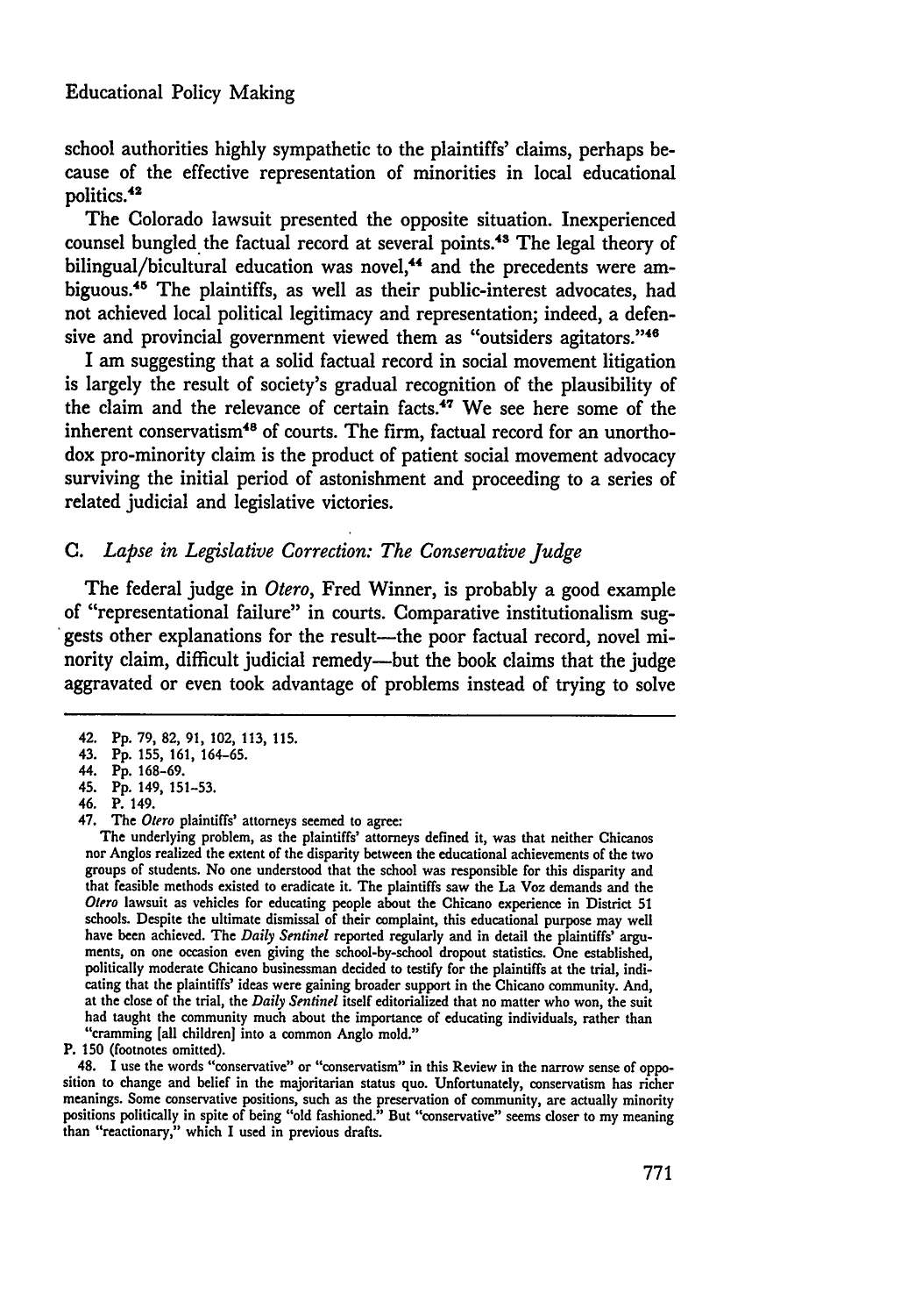school authorities highly sympathetic to the plaintiffs' claims, perhaps because of the effective representation of minorities in local educational politics.[42]

The Colorado lawsuit presented the opposite situation. Inexperienced counsel bungled the factual record at several points.[43] The legal theory of bilingual/bicultural education was novel,[44] and the precedents were ambiguous.[45] The plaintiffs, as well as their public-interest advocates, had not achieved local political legitimacy and representation; indeed, a defensive and provincial government viewed them as "outsiders agitators."[46]

I am suggesting that a solid factual record in social movement litigation is largely the result of society's gradual recognition of the plausibility of the claim and the relevance of certain facts.[47] We see here some of the inherent conservatism[48] of courts. The firm, factual record for an unorthodox pro-minority claim is the product of patient social movement advocacy surviving the initial period of astonishment and proceeding to a series of related judicial and legislative victories.

### C. *Lapse in Legislative Correction: The Conservative Judge*

The federal judge in *Otero*, Fred Winner, is probably a good example of "representational failure" in courts. Comparative institutionalism suggests other explanations for the result—the poor factual record, novel minority claim, difficult judicial remedy—but the book claims that the judge aggravated or even took advantage of problems instead of trying to solve

---

42. Pp. 79, 82, 91, 102, 113, 115.

43. Pp. 155, 161, 164-65.

44. Pp. 168-69.

45. Pp. 149, 151-53.

46. P. 149.

47. The *Otero* plaintiffs' attorneys seemed to agree:

> The underlying problem, as the plaintiffs' attorneys defined it, was that neither Chicanos nor Anglos realized the extent of the disparity between the educational achievements of the two groups of students. No one understood that the school was responsible for this disparity and that feasible methods existed to eradicate it. The plaintiffs saw the La Voz demands and the *Otero* lawsuit as vehicles for educating people about the Chicano experience in District 51 schools. Despite the ultimate dismissal of their complaint, this educational purpose may well have been achieved. The *Daily Sentinel* reported regularly and in detail the plaintiffs' arguments, on one occasion even giving the school-by-school dropout statistics. One established, politically moderate Chicano businessman decided to testify for the plaintiffs at the trial, indicating that the plaintiffs' ideas were gaining broader support in the Chicano community. And, at the close of the trial, the *Daily Sentinel* itself editorialized that no matter who won, the suit had taught the community much about the importance of educating individuals, rather than "cramming [all children] into a common Anglo mold."

P. 150 (footnotes omitted).

48. I use the words "conservative" or "conservatism" in this Review in the narrow sense of opposition to change and belief in the majoritarian status quo. Unfortunately, conservatism has richer meanings. Some conservative positions, such as the preservation of community, are actually minority positions politically in spite of being "old fashioned." But "conservative" seems closer to my meaning than "reactionary," which I used in previous drafts.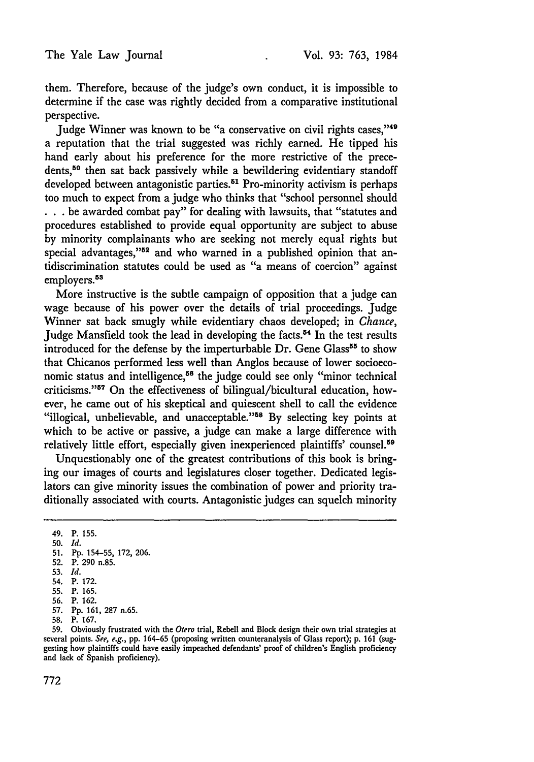them. Therefore, because of the judge's own conduct, it is impossible to determine if the case was rightly decided from a comparative institutional perspective.

Judge Winner was known to be "a conservative on civil rights cases,"[49] a reputation that the trial suggested was richly earned. He tipped his hand early about his preference for the more restrictive of the precedents,[50] then sat back passively while a bewildering evidentiary standoff developed between antagonistic parties.[51] Pro-minority activism is perhaps too much to expect from a judge who thinks that "school personnel should . . . be awarded combat pay" for dealing with lawsuits, that "statutes and procedures established to provide equal opportunity are subject to abuse by minority complainants who are seeking not merely equal rights but special advantages,"[52] and who warned in a published opinion that antidiscrimination statutes could be used as "a means of coercion" against employers.[53]

More instructive is the subtle campaign of opposition that a judge can wage because of his power over the details of trial proceedings. Judge Winner sat back smugly while evidentiary chaos developed; in *Chance*, Judge Mansfield took the lead in developing the facts.[54] In the test results introduced for the defense by the imperturbable Dr. Gene Glass[55] to show that Chicanos performed less well than Anglos because of lower socioeconomic status and intelligence,[56] the judge could see only "minor technical criticisms."[57] On the effectiveness of bilingual/bicultural education, however, he came out of his skeptical and quiescent shell to call the evidence "illogical, unbelievable, and unacceptable."[58] By selecting key points at which to be active or passive, a judge can make a large difference with relatively little effort, especially given inexperienced plaintiffs' counsel.[59]

Unquestionably one of the greatest contributions of this book is bringing our images of courts and legislatures closer together. Dedicated legislators can give minority issues the combination of power and priority traditionally associated with courts. Antagonistic judges can squelch minority

---

49. P. 155.
50. *Id.*
51. Pp. 154-55, 172, 206.
52. P. 290 n.85.
53. *Id.*
54. P. 172.
55. P. 165.
56. P. 162.
57. Pp. 161, 287 n.65.
58. P. 167.
59. Obviously frustrated with the *Otero* trial, Rebell and Block design their own trial strategies at several points. *See, e.g.*, pp. 164-65 (proposing written counteranalysis of Glass report); p. 161 (suggesting how plaintiffs could have easily impeached defendants' proof of children's English proficiency and lack of Spanish proficiency).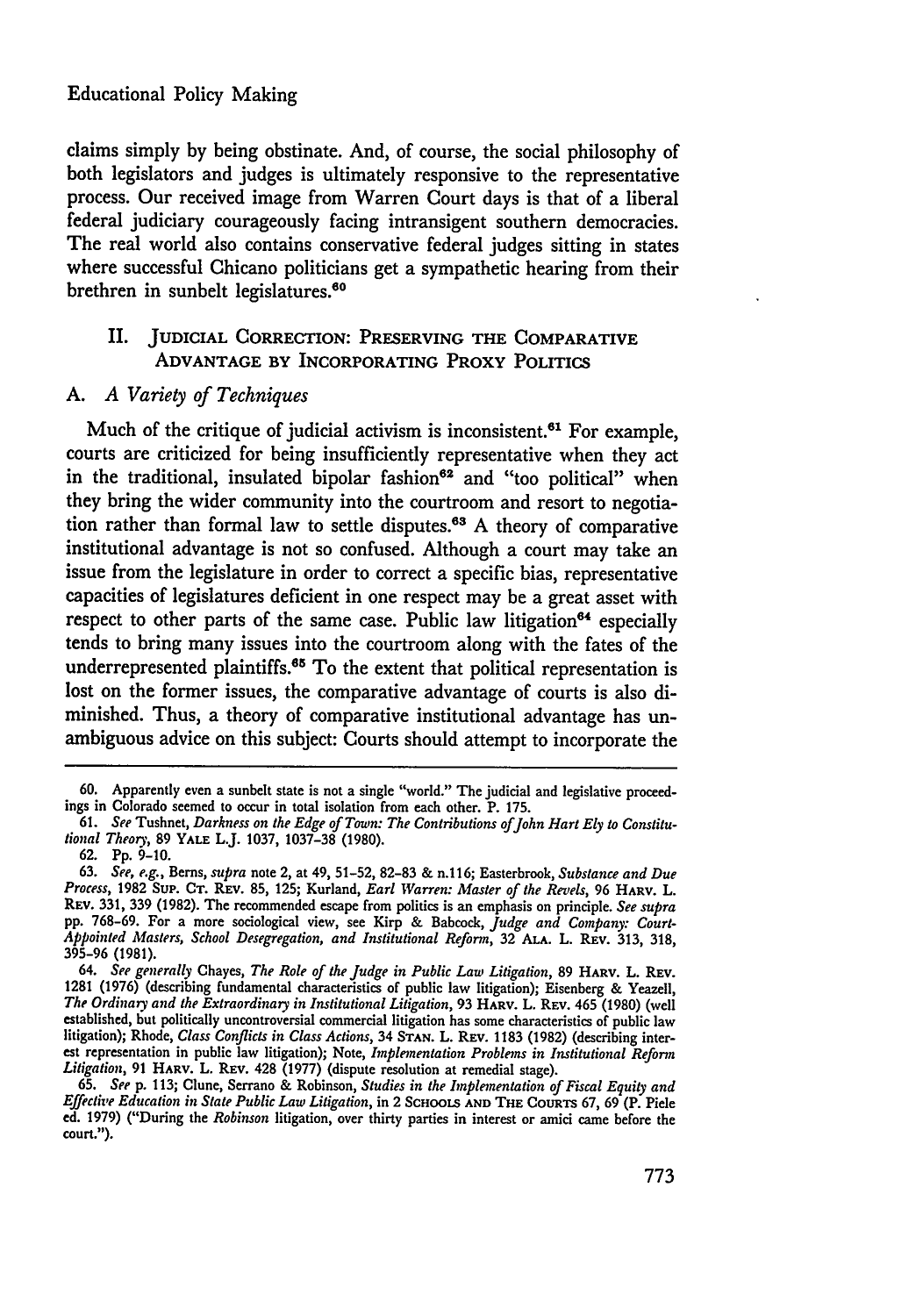claims simply by being obstinate. And, of course, the social philosophy of both legislators and judges is ultimately responsive to the representative process. Our received image from Warren Court days is that of a liberal federal judiciary courageously facing intransigent southern democracies. The real world also contains conservative federal judges sitting in states where successful Chicano politicians get a sympathetic hearing from their brethren in sunbelt legislatures.[60]

## II. Judicial Correction: Preserving the Comparative Advantage by Incorporating Proxy Politics

### A. *A Variety of Techniques*

Much of the critique of judicial activism is inconsistent.[61] For example, courts are criticized for being insufficiently representative when they act in the traditional, insulated bipolar fashion[62] and "too political" when they bring the wider community into the courtroom and resort to negotiation rather than formal law to settle disputes.[63] A theory of comparative institutional advantage is not so confused. Although a court may take an issue from the legislature in order to correct a specific bias, representative capacities of legislatures deficient in one respect may be a great asset with respect to other parts of the same case. Public law litigation[64] especially tends to bring many issues into the courtroom along with the fates of the underrepresented plaintiffs.[65] To the extent that political representation is lost on the former issues, the comparative advantage of courts is also diminished. Thus, a theory of comparative institutional advantage has unambiguous advice on this subject: Courts should attempt to incorporate the

---

60. Apparently even a sunbelt state is not a single "world." The judicial and legislative proceedings in Colorado seemed to occur in total isolation from each other. P. 175.

61. *See* Tushnet, *Darkness on the Edge of Town: The Contributions of John Hart Ely to Constitutional Theory*, 89 Yale L.J. 1037, 1037-38 (1980).

62. Pp. 9-10.

63. *See, e.g.*, Berns, *supra* note 2, at 49, 51-52, 82-83 & n.116; Easterbrook, *Substance and Due Process*, 1982 Sup. Ct. Rev. 85, 125; Kurland, *Earl Warren: Master of the Revels*, 96 Harv. L. Rev. 331, 339 (1982). The recommended escape from politics is an emphasis on principle. *See supra* pp. 768-69. For a more sociological view, see Kirp & Babcock, *Judge and Company: Court-Appointed Masters, School Desegregation, and Institutional Reform*, 32 Ala. L. Rev. 313, 318, 395-96 (1981).

64. *See generally* Chayes, *The Role of the Judge in Public Law Litigation*, 89 Harv. L. Rev. 1281 (1976) (describing fundamental characteristics of public law litigation); Eisenberg & Yeazell, *The Ordinary and the Extraordinary in Institutional Litigation*, 93 Harv. L. Rev. 465 (1980) (well established, but politically uncontroversial commercial litigation has some characteristics of public law litigation); Rhode, *Class Conflicts in Class Actions*, 34 Stan. L. Rev. 1183 (1982) (describing interest representation in public law litigation); Note, *Implementation Problems in Institutional Reform Litigation*, 91 Harv. L. Rev. 428 (1977) (dispute resolution at remedial stage).

65. *See* p. 113; Clune, Serrano & Robinson, *Studies in the Implementation of Fiscal Equity and Effective Education in State Public Law Litigation*, in 2 Schools and The Courts 67, 69 (P. Piele ed. 1979) ("During the *Robinson* litigation, over thirty parties in interest or amici came before the court.").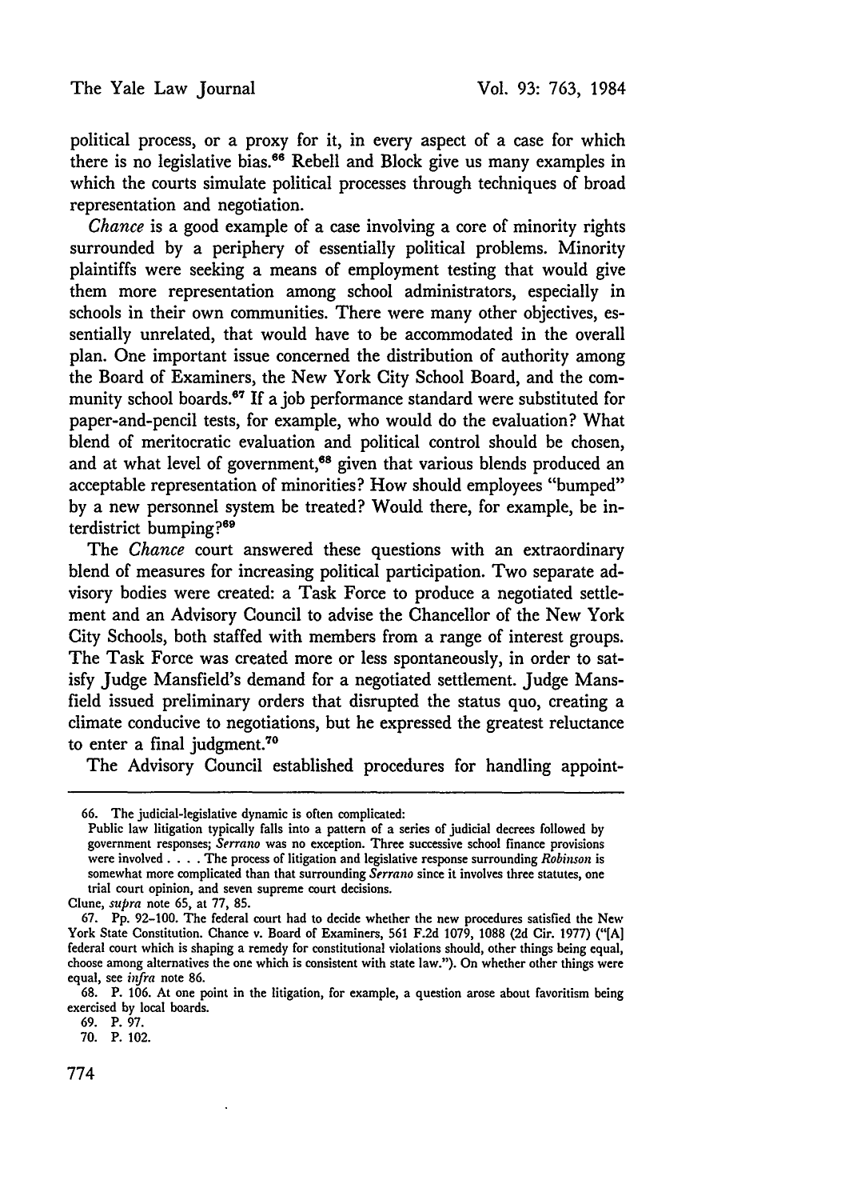political process, or a proxy for it, in every aspect of a case for which there is no legislative bias.[66] Rebell and Block give us many examples in which the courts simulate political processes through techniques of broad representation and negotiation.

*Chance* is a good example of a case involving a core of minority rights surrounded by a periphery of essentially political problems. Minority plaintiffs were seeking a means of employment testing that would give them more representation among school administrators, especially in schools in their own communities. There were many other objectives, essentially unrelated, that would have to be accommodated in the overall plan. One important issue concerned the distribution of authority among the Board of Examiners, the New York City School Board, and the community school boards.[67] If a job performance standard were substituted for paper-and-pencil tests, for example, who would do the evaluation? What blend of meritocratic evaluation and political control should be chosen, and at what level of government,[68] given that various blends produced an acceptable representation of minorities? How should employees "bumped" by a new personnel system be treated? Would there, for example, be interdistrict bumping?[69]

The *Chance* court answered these questions with an extraordinary blend of measures for increasing political participation. Two separate advisory bodies were created: a Task Force to produce a negotiated settlement and an Advisory Council to advise the Chancellor of the New York City Schools, both staffed with members from a range of interest groups. The Task Force was created more or less spontaneously, in order to satisfy Judge Mansfield's demand for a negotiated settlement. Judge Mansfield issued preliminary orders that disrupted the status quo, creating a climate conducive to negotiations, but he expressed the greatest reluctance to enter a final judgment.[70]

The Advisory Council established procedures for handling appoint-

---

66. The judicial-legislative dynamic is often complicated:

> Public law litigation typically falls into a pattern of a series of judicial decrees followed by government responses; *Serrano* was no exception. Three successive school finance provisions were involved . . . . The process of litigation and legislative response surrounding *Robinson* is somewhat more complicated than that surrounding *Serrano* since it involves three statutes, one trial court opinion, and seven supreme court decisions.

Clune, *supra* note 65, at 77, 85.

67. Pp. 92-100. The federal court had to decide whether the new procedures satisfied the New York State Constitution. Chance v. Board of Examiners, 561 F.2d 1079, 1088 (2d Cir. 1977) ("[A] federal court which is shaping a remedy for constitutional violations should, other things being equal, choose among alternatives the one which is consistent with state law."). On whether other things were equal, see *infra* note 86.

68. P. 106. At one point in the litigation, for example, a question arose about favoritism being exercised by local boards.

69. P. 97.

70. P. 102.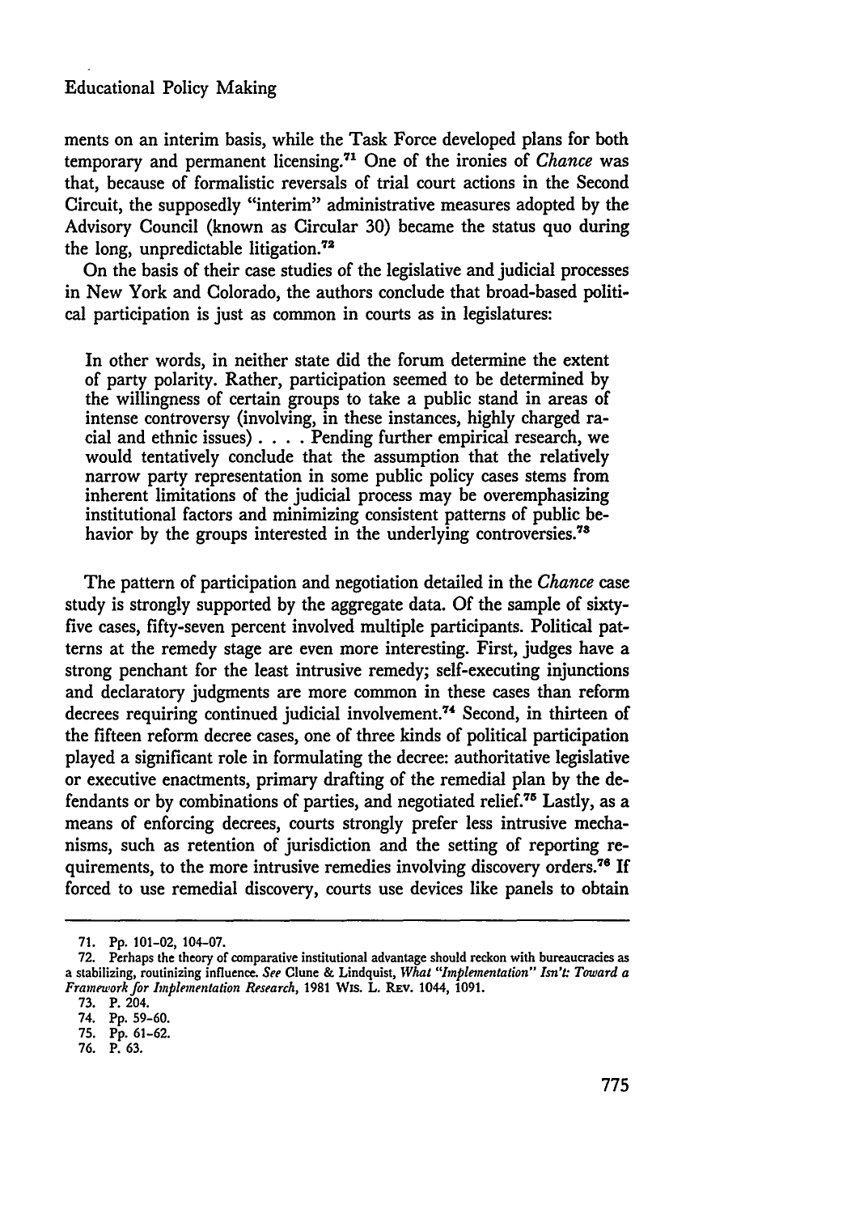ments on an interim basis, while the Task Force developed plans for both temporary and permanent licensing.[71] One of the ironies of *Chance* was that, because of formalistic reversals of trial court actions in the Second Circuit, the supposedly "interim" administrative measures adopted by the Advisory Council (known as Circular 30) became the status quo during the long, unpredictable litigation.[72]

On the basis of their case studies of the legislative and judicial processes in New York and Colorado, the authors conclude that broad-based political participation is just as common in courts as in legislatures:

> In other words, in neither state did the forum determine the extent of party polarity. Rather, participation seemed to be determined by the willingness of certain groups to take a public stand in areas of intense controversy (involving, in these instances, highly charged racial and ethnic issues) . . . . Pending further empirical research, we would tentatively conclude that the assumption that the relatively narrow party representation in some public policy cases stems from inherent limitations of the judicial process may be overemphasizing institutional factors and minimizing consistent patterns of public behavior by the groups interested in the underlying controversies.[73]

The pattern of participation and negotiation detailed in the *Chance* case study is strongly supported by the aggregate data. Of the sample of sixty-five cases, fifty-seven percent involved multiple participants. Political patterns at the remedy stage are even more interesting. First, judges have a strong penchant for the least intrusive remedy; self-executing injunctions and declaratory judgments are more common in these cases than reform decrees requiring continued judicial involvement.[74] Second, in thirteen of the fifteen reform decree cases, one of three kinds of political participation played a significant role in formulating the decree: authoritative legislative or executive enactments, primary drafting of the remedial plan by the defendants or by combinations of parties, and negotiated relief.[75] Lastly, as a means of enforcing decrees, courts strongly prefer less intrusive mechanisms, such as retention of jurisdiction and the setting of reporting requirements, to the more intrusive remedies involving discovery orders.[76] If forced to use remedial discovery, courts use devices like panels to obtain

---

71. Pp. 101-02, 104-07.

72. Perhaps the theory of comparative institutional advantage should reckon with bureaucracies as a stabilizing, routinizing influence. *See* Clune & Lindquist, *What "Implementation" Isn't: Toward a Framework for Implementation Research*, 1981 Wis. L. Rev. 1044, 1091.

73. P. 204.

74. Pp. 59-60.

75. Pp. 61-62.

76. P. 63.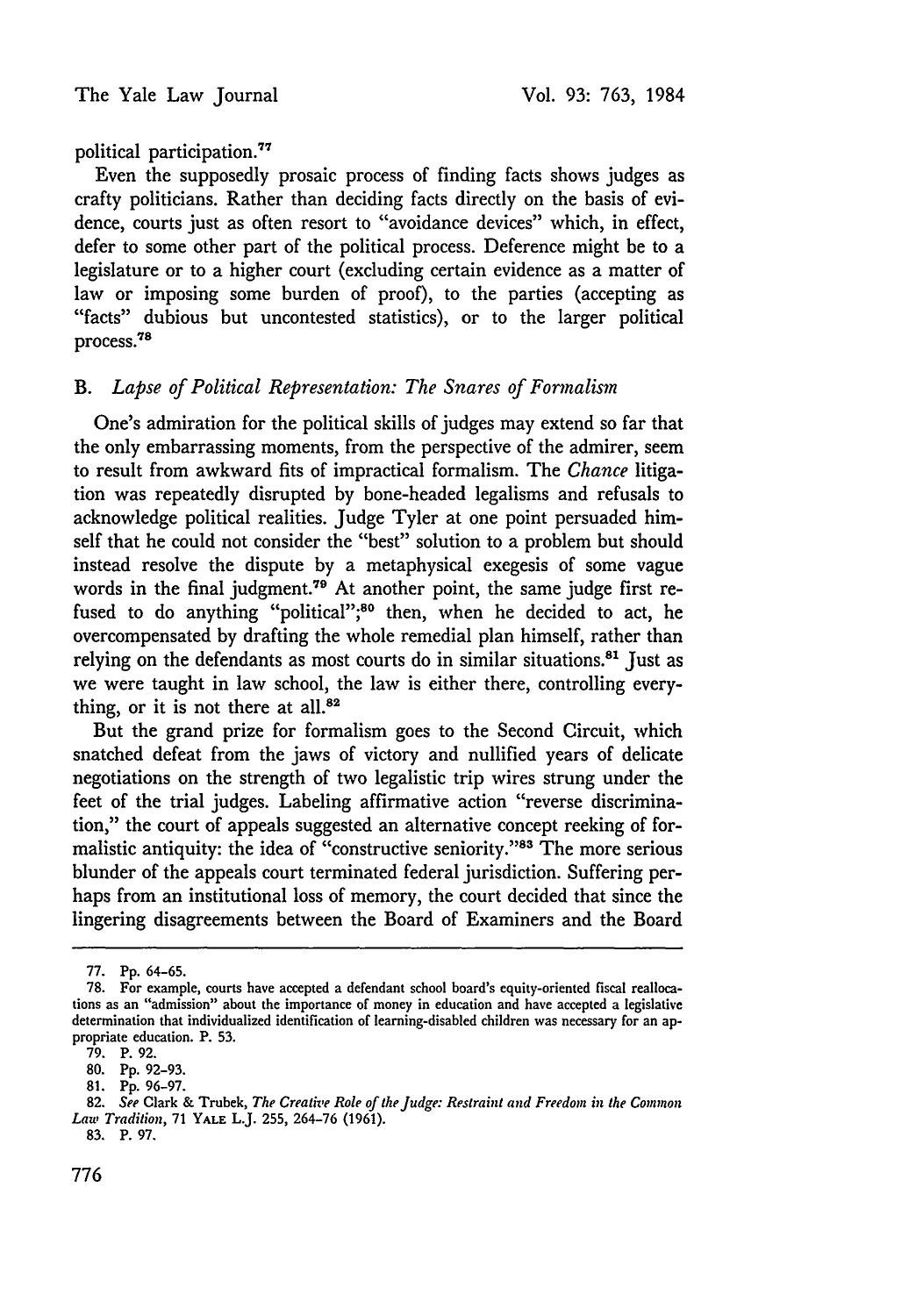political participation.[77]

Even the supposedly prosaic process of finding facts shows judges as crafty politicians. Rather than deciding facts directly on the basis of evidence, courts just as often resort to "avoidance devices" which, in effect, defer to some other part of the political process. Deference might be to a legislature or to a higher court (excluding certain evidence as a matter of law or imposing some burden of proof), to the parties (accepting as "facts" dubious but uncontested statistics), or to the larger political process.[78]

### B. *Lapse of Political Representation: The Snares of Formalism*

One's admiration for the political skills of judges may extend so far that the only embarrassing moments, from the perspective of the admirer, seem to result from awkward fits of impractical formalism. The *Chance* litigation was repeatedly disrupted by bone-headed legalisms and refusals to acknowledge political realities. Judge Tyler at one point persuaded himself that he could not consider the "best" solution to a problem but should instead resolve the dispute by a metaphysical exegesis of some vague words in the final judgment.[79] At another point, the same judge first refused to do anything "political";[80] then, when he decided to act, he overcompensated by drafting the whole remedial plan himself, rather than relying on the defendants as most courts do in similar situations.[81] Just as we were taught in law school, the law is either there, controlling everything, or it is not there at all.[82]

But the grand prize for formalism goes to the Second Circuit, which snatched defeat from the jaws of victory and nullified years of delicate negotiations on the strength of two legalistic trip wires strung under the feet of the trial judges. Labeling affirmative action "reverse discrimination," the court of appeals suggested an alternative concept reeking of formalistic antiquity: the idea of "constructive seniority."[83] The more serious blunder of the appeals court terminated federal jurisdiction. Suffering perhaps from an institutional loss of memory, the court decided that since the lingering disagreements between the Board of Examiners and the Board

---

77. Pp. 64-65.

78. For example, courts have accepted a defendant school board's equity-oriented fiscal reallocations as an "admission" about the importance of money in education and have accepted a legislative determination that individualized identification of learning-disabled children was necessary for an appropriate education. P. 53.

79. P. 92.

80. Pp. 92-93.

81. Pp. 96-97.

82. *See* Clark & Trubek, *The Creative Role of the Judge: Restraint and Freedom in the Common Law Tradition*, 71 YALE L.J. 255, 264-76 (1961).

83. P. 97.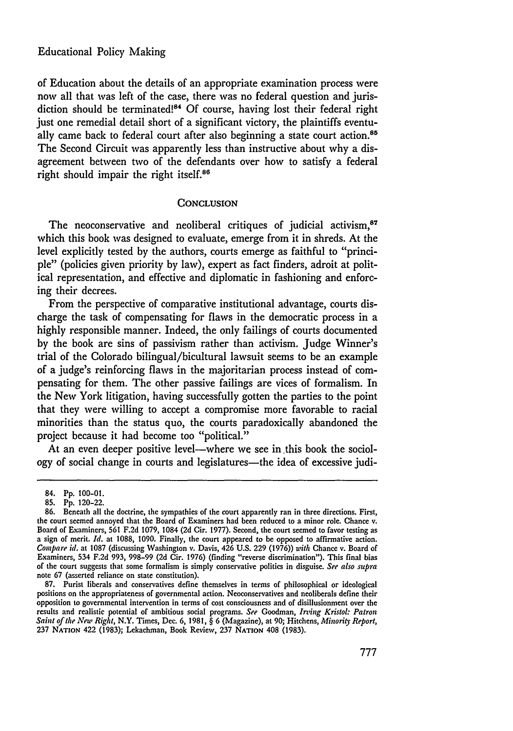of Education about the details of an appropriate examination process were now all that was left of the case, there was no federal question and jurisdiction should be terminated![84] Of course, having lost their federal right just one remedial detail short of a significant victory, the plaintiffs eventually came back to federal court after also beginning a state court action.[85] The Second Circuit was apparently less than instructive about why a disagreement between two of the defendants over how to satisfy a federal right should impair the right itself.[86]

## CONCLUSION

The neoconservative and neoliberal critiques of judicial activism,[87] which this book was designed to evaluate, emerge from it in shreds. At the level explicitly tested by the authors, courts emerge as faithful to "principle" (policies given priority by law), expert as fact finders, adroit at political representation, and effective and diplomatic in fashioning and enforcing their decrees.

From the perspective of comparative institutional advantage, courts discharge the task of compensating for flaws in the democratic process in a highly responsible manner. Indeed, the only failings of courts documented by the book are sins of passivism rather than activism. Judge Winner's trial of the Colorado bilingual/bicultural lawsuit seems to be an example of a judge's reinforcing flaws in the majoritarian process instead of compensating for them. The other passive failings are vices of formalism. In the New York litigation, having successfully gotten the parties to the point that they were willing to accept a compromise more favorable to racial minorities than the status quo, the courts paradoxically abandoned the project because it had become too "political."

At an even deeper positive level—where we see in this book the sociology of social change in courts and legislatures—the idea of excessive judi-

---

84. Pp. 100-01.

85. Pp. 120-22.

86. Beneath all the doctrine, the sympathies of the court apparently ran in three directions. First, the court seemed annoyed that the Board of Examiners had been reduced to a minor role. Chance v. Board of Examiners, 561 F.2d 1079, 1084 (2d Cir. 1977). Second, the court seemed to favor testing as a sign of merit. *Id.* at 1088, 1090. Finally, the court appeared to be opposed to affirmative action. *Compare id.* at 1087 (discussing Washington v. Davis, 426 U.S. 229 (1976)) *with* Chance v. Board of Examiners, 534 F.2d 993, 998-99 (2d Cir. 1976) (finding "reverse discrimination"). This final bias of the court suggests that some formalism is simply conservative politics in disguise. *See also supra* note 67 (asserted reliance on state constitution).

87. Purist liberals and conservatives define themselves in terms of philosophical or ideological positions on the appropriateness of governmental action. Neoconservatives and neoliberals define their opposition to governmental intervention in terms of cost consciousness and of disillusionment over the results and realistic potential of ambitious social programs. *See* Goodman, *Irving Kristol: Patron Saint of the New Right*, N.Y. Times, Dec. 6, 1981, § 6 (Magazine), at 90; Hitchens, *Minority Report*, 237 NATION 422 (1983); Lekachman, Book Review, 237 NATION 408 (1983).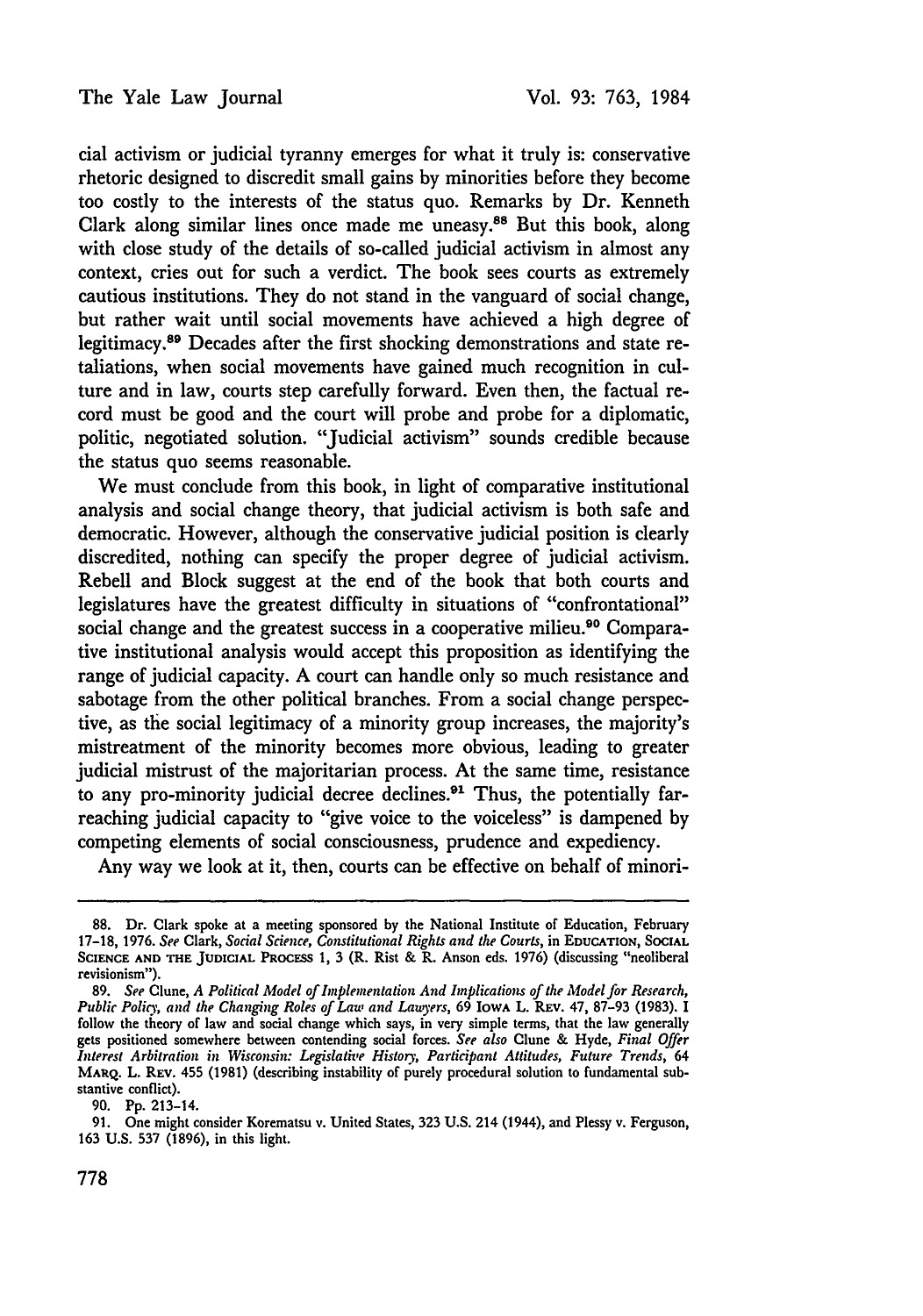cial activism or judicial tyranny emerges for what it truly is: conservative rhetoric designed to discredit small gains by minorities before they become too costly to the interests of the status quo. Remarks by Dr. Kenneth Clark along similar lines once made me uneasy.[88] But this book, along with close study of the details of so-called judicial activism in almost any context, cries out for such a verdict. The book sees courts as extremely cautious institutions. They do not stand in the vanguard of social change, but rather wait until social movements have achieved a high degree of legitimacy.[89] Decades after the first shocking demonstrations and state retaliations, when social movements have gained much recognition in culture and in law, courts step carefully forward. Even then, the factual record must be good and the court will probe and probe for a diplomatic, politic, negotiated solution. "Judicial activism" sounds credible because the status quo seems reasonable.

We must conclude from this book, in light of comparative institutional analysis and social change theory, that judicial activism is both safe and democratic. However, although the conservative judicial position is clearly discredited, nothing can specify the proper degree of judicial activism. Rebell and Block suggest at the end of the book that both courts and legislatures have the greatest difficulty in situations of "confrontational" social change and the greatest success in a cooperative milieu.[90] Comparative institutional analysis would accept this proposition as identifying the range of judicial capacity. A court can handle only so much resistance and sabotage from the other political branches. From a social change perspective, as the social legitimacy of a minority group increases, the majority's mistreatment of the minority becomes more obvious, leading to greater judicial mistrust of the majoritarian process. At the same time, resistance to any pro-minority judicial decree declines.[91] Thus, the potentially far-reaching judicial capacity to "give voice to the voiceless" is dampened by competing elements of social consciousness, prudence and expediency.

Any way we look at it, then, courts can be effective on behalf of minori-

---

88. Dr. Clark spoke at a meeting sponsored by the National Institute of Education, February 17-18, 1976. *See* Clark, *Social Science, Constitutional Rights and the Courts*, in EDUCATION, SOCIAL SCIENCE AND THE JUDICIAL PROCESS 1, 3 (R. Rist & R. Anson eds. 1976) (discussing "neoliberal revisionism").

89. *See* Clune, *A Political Model of Implementation And Implications of the Model for Research, Public Policy, and the Changing Roles of Law and Lawyers*, 69 IOWA L. REV. 47, 87-93 (1983). I follow the theory of law and social change which says, in very simple terms, that the law generally gets positioned somewhere between contending social forces. *See also* Clune & Hyde, *Final Offer Interest Arbitration in Wisconsin: Legislative History, Participant Attitudes, Future Trends*, 64 MARQ. L. REV. 455 (1981) (describing instability of purely procedural solution to fundamental substantive conflict).

90. Pp. 213-14.

91. One might consider Korematsu v. United States, 323 U.S. 214 (1944), and Plessy v. Ferguson, 163 U.S. 537 (1896), in this light.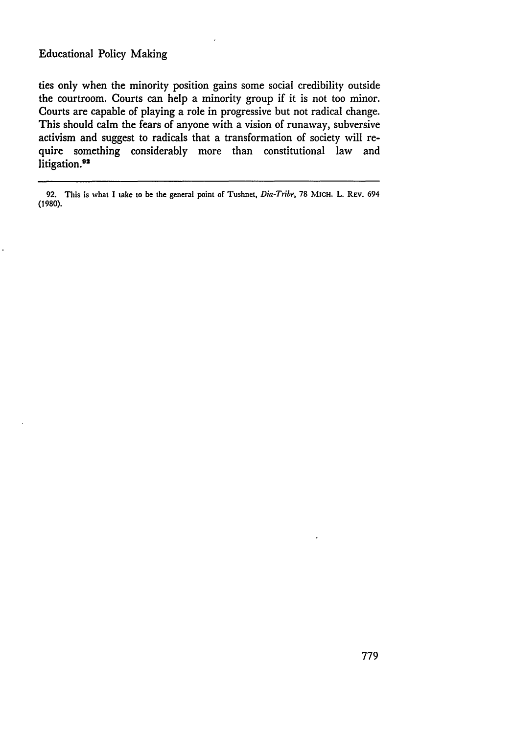ties only when the minority position gains some social credibility outside the courtroom. Courts can help a minority group if it is not too minor. Courts are capable of playing a role in progressive but not radical change. This should calm the fears of anyone with a vision of runaway, subversive activism and suggest to radicals that a transformation of society will require something considerably more than constitutional law and litigation.[92]

---

92. This is what I take to be the general point of Tushnet, *Dia-Tribe*, 78 MICH. L. REV. 694 (1980).